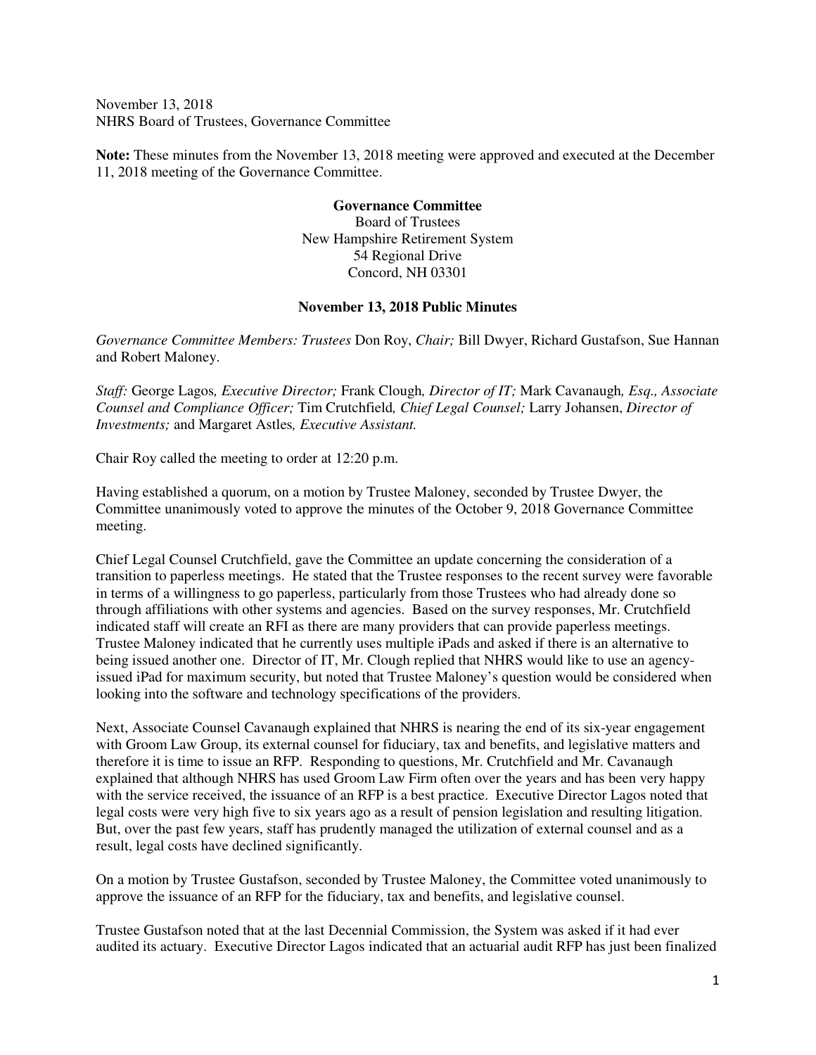November 13, 2018
NHRS Board of Trustees, Governance Committee

**Note:** These minutes from the November 13, 2018 meeting were approved and executed at the December 11, 2018 meeting of the Governance Committee.

**Governance Committee**
Board of Trustees
New Hampshire Retirement System
54 Regional Drive
Concord, NH 03301

**November 13, 2018 Public Minutes**

*Governance Committee Members: Trustees* Don Roy, *Chair;* Bill Dwyer, Richard Gustafson, Sue Hannan and Robert Maloney.

*Staff:* George Lagos*, Executive Director;* Frank Clough*, Director of IT;* Mark Cavanaugh*, Esq., Associate Counsel and Compliance Officer;* Tim Crutchfield*, Chief Legal Counsel;* Larry Johansen, *Director of Investments;* and Margaret Astles*, Executive Assistant.*

Chair Roy called the meeting to order at 12:20 p.m.

Having established a quorum, on a motion by Trustee Maloney, seconded by Trustee Dwyer, the Committee unanimously voted to approve the minutes of the October 9, 2018 Governance Committee meeting.

Chief Legal Counsel Crutchfield, gave the Committee an update concerning the consideration of a transition to paperless meetings. He stated that the Trustee responses to the recent survey were favorable in terms of a willingness to go paperless, particularly from those Trustees who had already done so through affiliations with other systems and agencies. Based on the survey responses, Mr. Crutchfield indicated staff will create an RFI as there are many providers that can provide paperless meetings. Trustee Maloney indicated that he currently uses multiple iPads and asked if there is an alternative to being issued another one. Director of IT, Mr. Clough replied that NHRS would like to use an agency-issued iPad for maximum security, but noted that Trustee Maloney's question would be considered when looking into the software and technology specifications of the providers.

Next, Associate Counsel Cavanaugh explained that NHRS is nearing the end of its six-year engagement with Groom Law Group, its external counsel for fiduciary, tax and benefits, and legislative matters and therefore it is time to issue an RFP. Responding to questions, Mr. Crutchfield and Mr. Cavanaugh explained that although NHRS has used Groom Law Firm often over the years and has been very happy with the service received, the issuance of an RFP is a best practice. Executive Director Lagos noted that legal costs were very high five to six years ago as a result of pension legislation and resulting litigation. But, over the past few years, staff has prudently managed the utilization of external counsel and as a result, legal costs have declined significantly.

On a motion by Trustee Gustafson, seconded by Trustee Maloney, the Committee voted unanimously to approve the issuance of an RFP for the fiduciary, tax and benefits, and legislative counsel.

Trustee Gustafson noted that at the last Decennial Commission, the System was asked if it had ever audited its actuary. Executive Director Lagos indicated that an actuarial audit RFP has just been finalized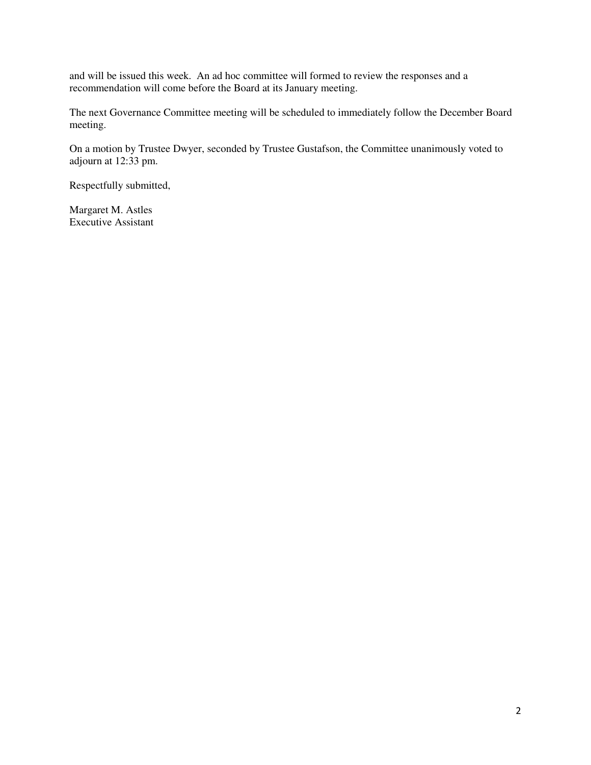and will be issued this week. An ad hoc committee will formed to review the responses and a recommendation will come before the Board at its January meeting.

The next Governance Committee meeting will be scheduled to immediately follow the December Board meeting.

On a motion by Trustee Dwyer, seconded by Trustee Gustafson, the Committee unanimously voted to adjourn at 12:33 pm.

Respectfully submitted,

Margaret M. Astles
Executive Assistant